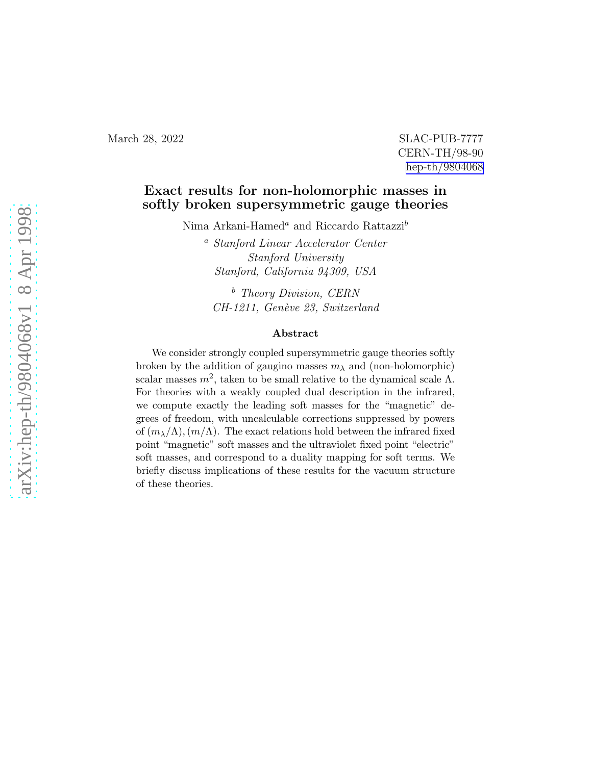March 28, 2022

SLAC-PUB-7777
CERN-TH/98-90
hep-th/9804068

# Exact results for non-holomorphic masses in softly broken supersymmetric gauge theories

Nima Arkani-Hamed[a] and Riccardo Rattazzi[b]

[a] *Stanford Linear Accelerator Center*
*Stanford University*
*Stanford, California 94309, USA*

[b] *Theory Division, CERN*
*CH-1211, Genève 23, Switzerland*

## Abstract

We consider strongly coupled supersymmetric gauge theories softly broken by the addition of gaugino masses $m_\lambda$ and (non-holomorphic) scalar masses $m^2$, taken to be small relative to the dynamical scale $\Lambda$. For theories with a weakly coupled dual description in the infrared, we compute exactly the leading soft masses for the "magnetic" degrees of freedom, with uncalculable corrections suppressed by powers of $(m_\lambda/\Lambda), (m/\Lambda)$. The exact relations hold between the infrared fixed point "magnetic" soft masses and the ultraviolet fixed point "electric" soft masses, and correspond to a duality mapping for soft terms. We briefly discuss implications of these results for the vacuum structure of these theories.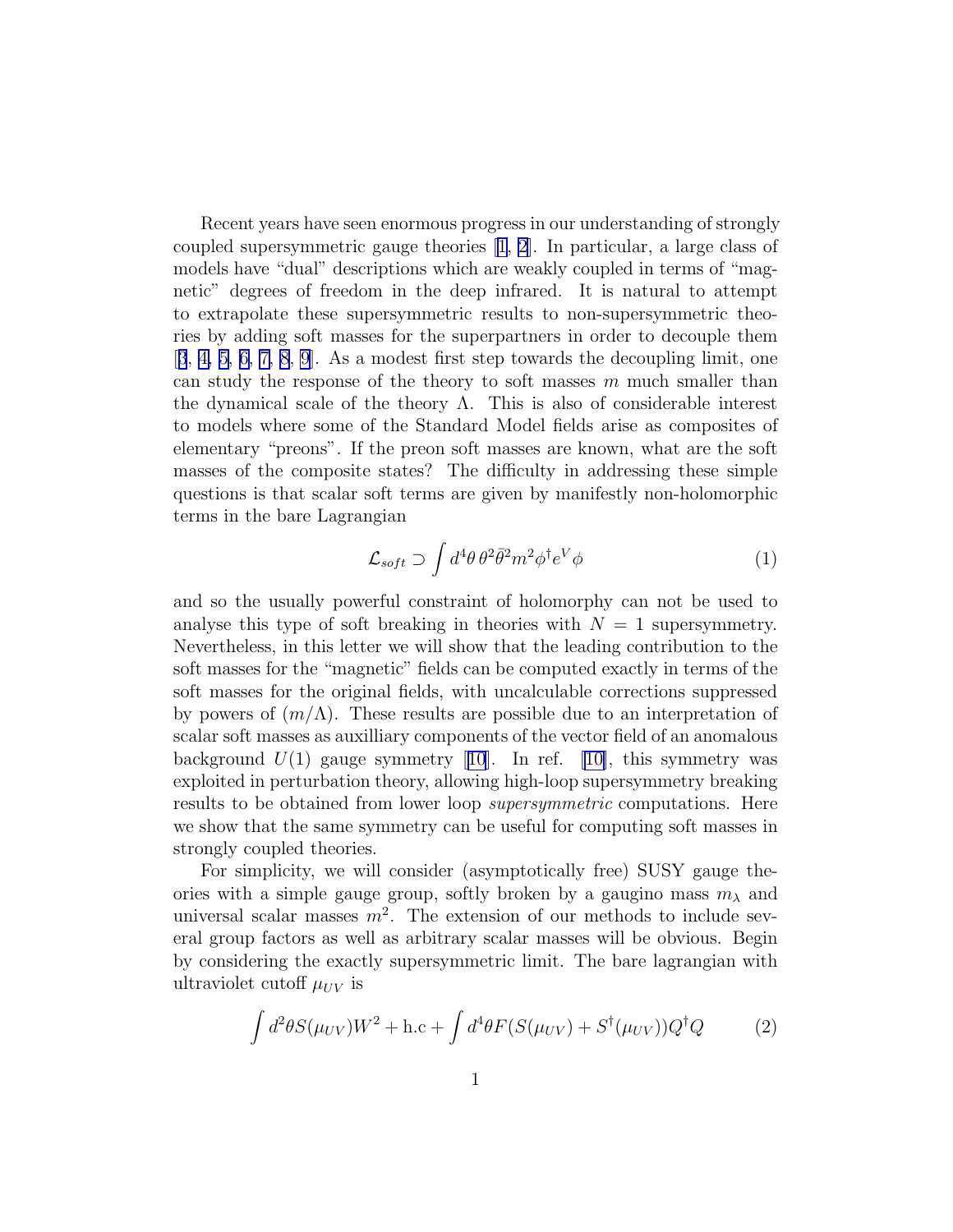Recent years have seen enormous progress in our understanding of strongly coupled supersymmetric gauge theories [1, 2]. In particular, a large class of models have "dual" descriptions which are weakly coupled in terms of "magnetic" degrees of freedom in the deep infrared. It is natural to attempt to extrapolate these supersymmetric results to non-supersymmetric theories by adding soft masses for the superpartners in order to decouple them [3, 4, 5, 6, 7, 8, 9]. As a modest first step towards the decoupling limit, one can study the response of the theory to soft masses $m$ much smaller than the dynamical scale of the theory $\Lambda$. This is also of considerable interest to models where some of the Standard Model fields arise as composites of elementary "preons". If the preon soft masses are known, what are the soft masses of the composite states? The difficulty in addressing these simple questions is that scalar soft terms are given by manifestly non-holomorphic terms in the bare Lagrangian

$$\mathcal{L}_{soft} \supset \int d^4\theta \, \theta^2 \bar{\theta}^2 m^2 \phi^\dagger e^V \phi \tag{1}$$

and so the usually powerful constraint of holomorphy can not be used to analyse this type of soft breaking in theories with $N = 1$ supersymmetry. Nevertheless, in this letter we will show that the leading contribution to the soft masses for the "magnetic" fields can be computed exactly in terms of the soft masses for the original fields, with uncalculable corrections suppressed by powers of $(m/\Lambda)$. These results are possible due to an interpretation of scalar soft masses as auxilliary components of the vector field of an anomalous background $U(1)$ gauge symmetry [10]. In ref. [10], this symmetry was exploited in perturbation theory, allowing high-loop supersymmetry breaking results to be obtained from lower loop *supersymmetric* computations. Here we show that the same symmetry can be useful for computing soft masses in strongly coupled theories.

For simplicity, we will consider (asymptotically free) SUSY gauge theories with a simple gauge group, softly broken by a gaugino mass $m_\lambda$ and universal scalar masses $m^2$. The extension of our methods to include several group factors as well as arbitrary scalar masses will be obvious. Begin by considering the exactly supersymmetric limit. The bare lagrangian with ultraviolet cutoff $\mu_{UV}$ is

$$\int d^2\theta S(\mu_{UV}) W^2 + \text{h.c} + \int d^4\theta F(S(\mu_{UV}) + S^\dagger(\mu_{UV})) Q^\dagger Q \tag{2}$$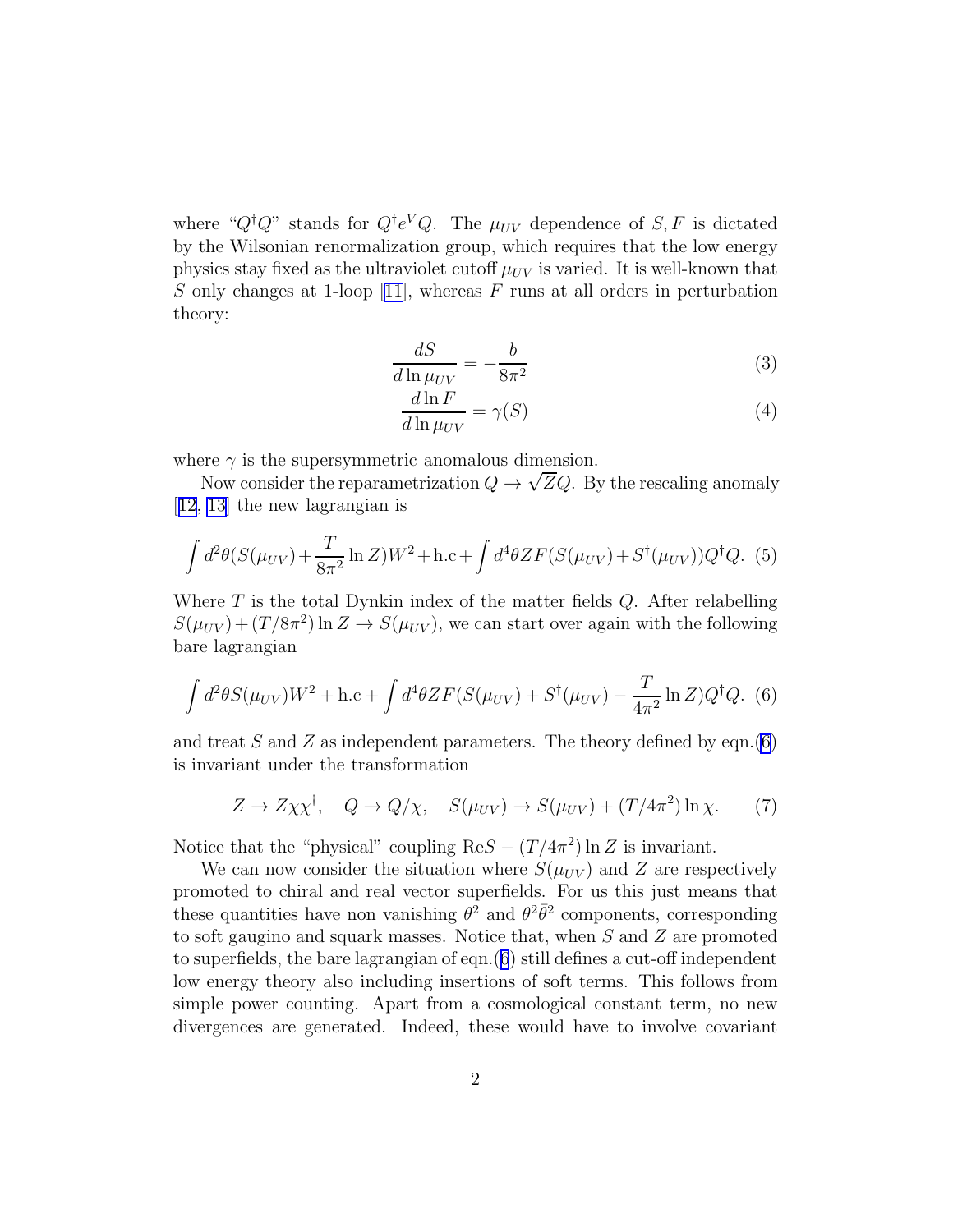where "$Q^\dagger Q$" stands for $Q^\dagger e^V Q$. The $\mu_{UV}$ dependence of $S, F$ is dictated by the Wilsonian renormalization group, which requires that the low energy physics stay fixed as the ultraviolet cutoff $\mu_{UV}$ is varied. It is well-known that $S$ only changes at 1-loop [11], whereas $F$ runs at all orders in perturbation theory:

$$\frac{dS}{d\ln\mu_{UV}} = -\frac{b}{8\pi^2} \tag{3}$$

$$\frac{d\ln F}{d\ln\mu_{UV}} = \gamma(S) \tag{4}$$

where $\gamma$ is the supersymmetric anomalous dimension.

Now consider the reparametrization $Q \to \sqrt{Z} Q$. By the rescaling anomaly [12, 13] the new lagrangian is

$$\int d^2\theta (S(\mu_{UV}) + \frac{T}{8\pi^2}\ln Z) W^2 + \text{h.c} + \int d^4\theta Z F(S(\mu_{UV}) + S^\dagger(\mu_{UV})) Q^\dagger Q. \tag{5}$$

Where $T$ is the total Dynkin index of the matter fields $Q$. After relabelling $S(\mu_{UV}) + (T/8\pi^2)\ln Z \to S(\mu_{UV})$, we can start over again with the following bare lagrangian

$$\int d^2\theta S(\mu_{UV}) W^2 + \text{h.c} + \int d^4\theta Z F(S(\mu_{UV}) + S^\dagger(\mu_{UV}) - \frac{T}{4\pi^2}\ln Z) Q^\dagger Q. \tag{6}$$

and treat $S$ and $Z$ as independent parameters. The theory defined by eqn.(6) is invariant under the transformation

$$Z \to Z\chi\chi^\dagger, \quad Q \to Q/\chi, \quad S(\mu_{UV}) \to S(\mu_{UV}) + (T/4\pi^2)\ln\chi. \tag{7}$$

Notice that the "physical" coupling $\text{Re}S - (T/4\pi^2)\ln Z$ is invariant.

We can now consider the situation where $S(\mu_{UV})$ and $Z$ are respectively promoted to chiral and real vector superfields. For us this just means that these quantities have non vanishing $\theta^2$ and $\theta^2\bar\theta^2$ components, corresponding to soft gaugino and squark masses. Notice that, when $S$ and $Z$ are promoted to superfields, the bare lagrangian of eqn.(6) still defines a cut-off independent low energy theory also including insertions of soft terms. This follows from simple power counting. Apart from a cosmological constant term, no new divergences are generated. Indeed, these would have to involve covariant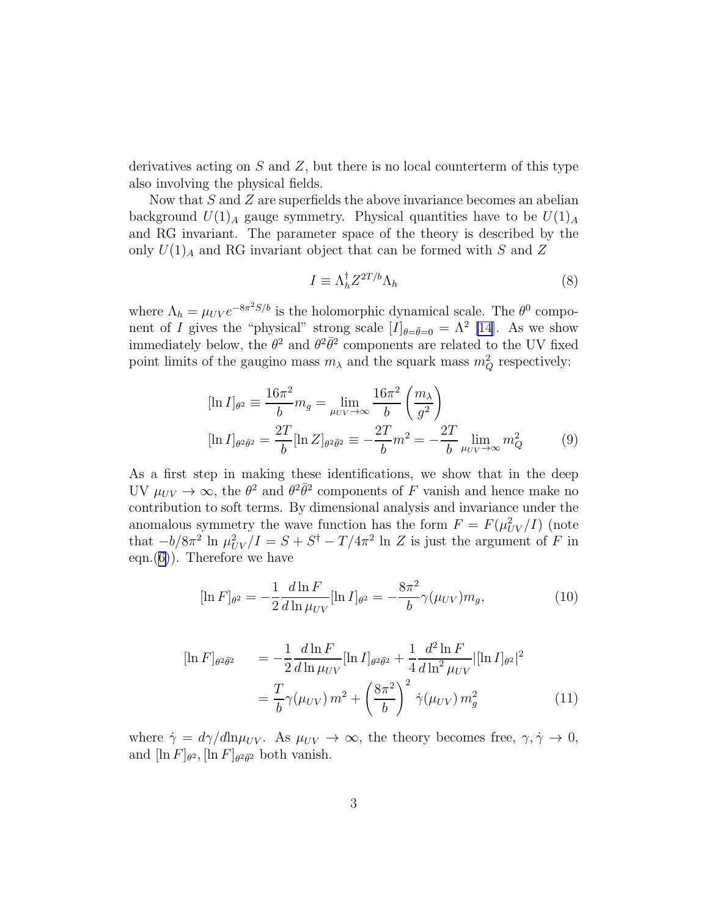derivatives acting on $S$ and $Z$, but there is no local counterterm of this type also involving the physical fields.

Now that $S$ and $Z$ are superfields the above invariance becomes an abelian background $U(1)_A$ gauge symmetry. Physical quantities have to be $U(1)_A$ and RG invariant. The parameter space of the theory is described by the only $U(1)_A$ and RG invariant object that can be formed with $S$ and $Z$

$$I \equiv \Lambda_h^\dagger Z^{2T/b} \Lambda_h \tag{8}$$

where $\Lambda_h = \mu_{UV} e^{-8\pi^2 S/b}$ is the holomorphic dynamical scale. The $\theta^0$ component of $I$ gives the "physical" strong scale $[I]_{\theta=\bar{\theta}=0} = \Lambda^2$ [14]. As we show immediately below, the $\theta^2$ and $\theta^2\bar{\theta}^2$ components are related to the UV fixed point limits of the gaugino mass $m_\lambda$ and the squark mass $m_Q^2$ respectively:

$$\begin{aligned}
[\ln I]_{\theta^2} &\equiv \frac{16\pi^2}{b} m_g = \lim_{\mu_{UV}\to\infty} \frac{16\pi^2}{b}\left(\frac{m_\lambda}{g^2}\right) \\
[\ln I]_{\theta^2\bar{\theta}^2} &= \frac{2T}{b}[\ln Z]_{\theta^2\bar{\theta}^2} \equiv -\frac{2T}{b} m^2 = -\frac{2T}{b} \lim_{\mu_{UV}\to\infty} m_Q^2
\end{aligned} \tag{9}$$

As a first step in making these identifications, we show that in the deep UV $\mu_{UV} \to \infty$, the $\theta^2$ and $\theta^2\bar{\theta}^2$ components of $F$ vanish and hence make no contribution to soft terms. By dimensional analysis and invariance under the anomalous symmetry the wave function has the form $F = F(\mu_{UV}^2/I)$ (note that $-b/8\pi^2 \ln \mu_{UV}^2/I = S + S^\dagger - T/4\pi^2 \ln Z$ is just the argument of $F$ in eqn.(6)). Therefore we have

$$[\ln F]_{\theta^2} = -\frac{1}{2}\frac{d\ln F}{d\ln \mu_{UV}}[\ln I]_{\theta^2} = -\frac{8\pi^2}{b}\gamma(\mu_{UV}) m_g, \tag{10}$$

$$\begin{aligned}
[\ln F]_{\theta^2\bar{\theta}^2} \quad &= -\frac{1}{2}\frac{d\ln F}{d\ln \mu_{UV}}[\ln I]_{\theta^2\bar{\theta}^2} + \frac{1}{4}\frac{d^2 \ln F}{d\ln^2 \mu_{UV}} |[\ln I]_{\theta^2}|^2 \\
&= \frac{T}{b}\gamma(\mu_{UV})\, m^2 + \left(\frac{8\pi^2}{b}\right)^2 \dot{\gamma}(\mu_{UV})\, m_g^2
\end{aligned} \tag{11}$$

where $\dot{\gamma} = d\gamma/d\ln\mu_{UV}$. As $\mu_{UV} \to \infty$, the theory becomes free, $\gamma, \dot{\gamma} \to 0$, and $[\ln F]_{\theta^2}, [\ln F]_{\theta^2\bar{\theta}^2}$ both vanish.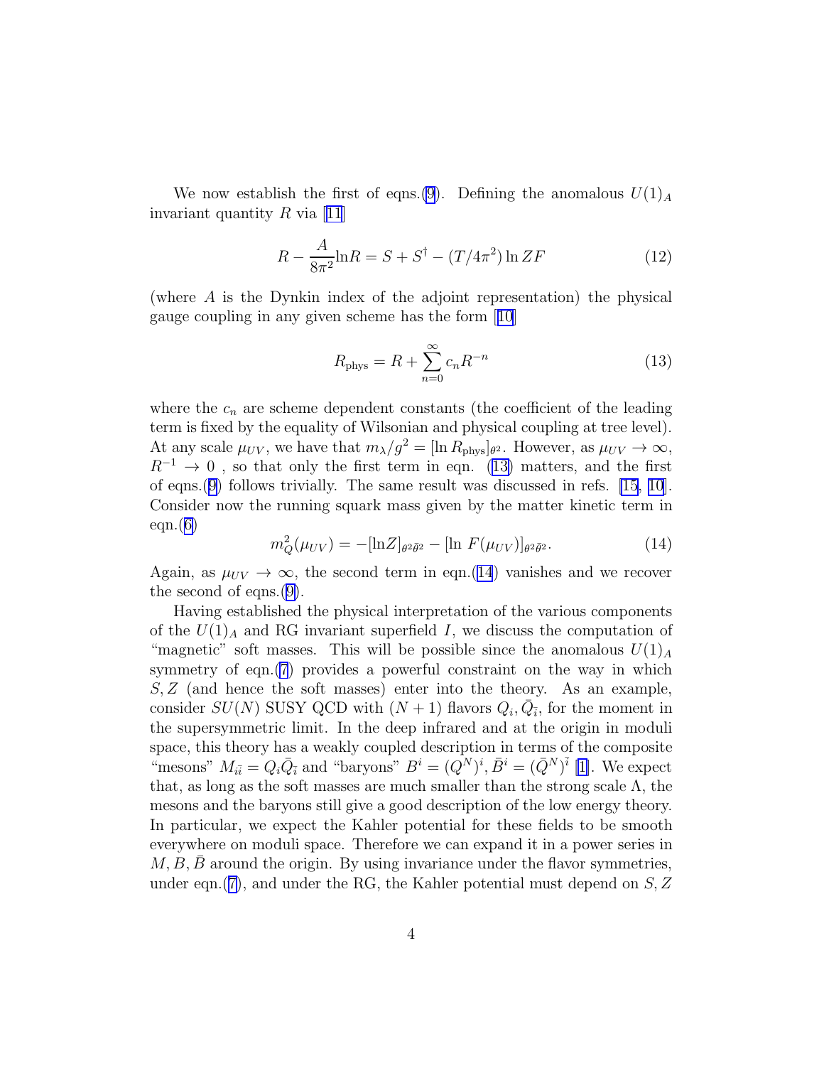We now establish the first of eqns.(9). Defining the anomalous $U(1)_A$ invariant quantity $R$ via [11]

$$R - \frac{A}{8\pi^2}\ln R = S + S^\dagger - (T/4\pi^2)\ln ZF \tag{12}$$

(where $A$ is the Dynkin index of the adjoint representation) the physical gauge coupling in any given scheme has the form [10]

$$R_{\rm phys} = R + \sum_{n=0}^{\infty} c_n R^{-n} \tag{13}$$

where the $c_n$ are scheme dependent constants (the coefficient of the leading term is fixed by the equality of Wilsonian and physical coupling at tree level). At any scale $\mu_{UV}$, we have that $m_\lambda / g^2 = [\ln R_{\rm phys}]_{\theta^2}$. However, as $\mu_{UV} \to \infty$, $R^{-1} \to 0$ , so that only the first term in eqn. (13) matters, and the first of eqns.(9) follows trivially. The same result was discussed in refs. [15, 10]. Consider now the running squark mass given by the matter kinetic term in eqn.(6)

$$m_Q^2(\mu_{UV}) = -[\ln Z]_{\theta^2\bar\theta^2} - [\ln\, F(\mu_{UV})]_{\theta^2\bar\theta^2}. \tag{14}$$

Again, as $\mu_{UV} \to \infty$, the second term in eqn.(14) vanishes and we recover the second of eqns.(9).

Having established the physical interpretation of the various components of the $U(1)_A$ and RG invariant superfield $I$, we discuss the computation of "magnetic" soft masses. This will be possible since the anomalous $U(1)_A$ symmetry of eqn.(7) provides a powerful constraint on the way in which $S, Z$ (and hence the soft masses) enter into the theory. As an example, consider $SU(N)$ SUSY QCD with $(N+1)$ flavors $Q_i, \bar{Q}_{\bar{i}}$, for the moment in the supersymmetric limit. In the deep infrared and at the origin in moduli space, this theory has a weakly coupled description in terms of the composite "mesons" $M_{i\bar{i}} = Q_i \bar{Q}_{\bar{i}}$ and "baryons" $B^i = (Q^N)^i, \bar{B}^i = (\bar{Q}^N)^{\bar{i}}$ [1]. We expect that, as long as the soft masses are much smaller than the strong scale $\Lambda$, the mesons and the baryons still give a good description of the low energy theory. In particular, we expect the Kahler potential for these fields to be smooth everywhere on moduli space. Therefore we can expand it in a power series in $M, B, \bar{B}$ around the origin. By using invariance under the flavor symmetries, under eqn.(7), and under the RG, the Kahler potential must depend on $S, Z$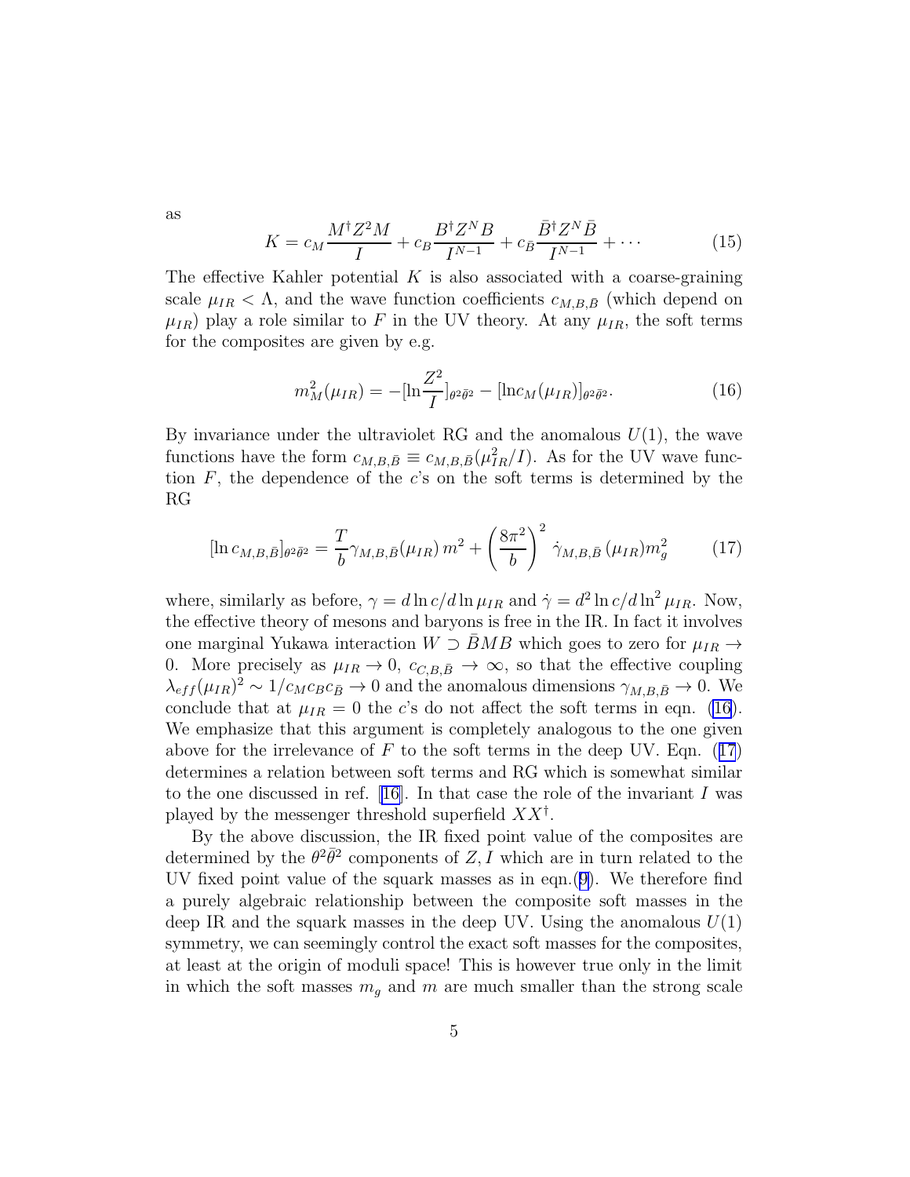as

$$K = c_M \frac{M^\dagger Z^2 M}{I} + c_B \frac{B^\dagger Z^N B}{I^{N-1}} + c_{\bar{B}} \frac{\bar{B}^\dagger Z^N \bar{B}}{I^{N-1}} + \cdots \tag{15}$$

The effective Kahler potential $K$ is also associated with a coarse-graining scale $\mu_{IR} < \Lambda$, and the wave function coefficients $c_{M,B,\bar{B}}$ (which depend on $\mu_{IR}$) play a role similar to $F$ in the UV theory. At any $\mu_{IR}$, the soft terms for the composites are given by e.g.

$$m_M^2(\mu_{IR}) = -[\ln \frac{Z^2}{I}]_{\theta^2\bar{\theta}^2} - [\ln c_M(\mu_{IR})]_{\theta^2\bar{\theta}^2}. \tag{16}$$

By invariance under the ultraviolet RG and the anomalous $U(1)$, the wave functions have the form $c_{M,B,\bar{B}} \equiv c_{M,B,\bar{B}}(\mu_{IR}^2/I)$. As for the UV wave function $F$, the dependence of the $c$'s on the soft terms is determined by the RG

$$[\ln c_{M,B,\bar{B}}]_{\theta^2\bar{\theta}^2} = \frac{T}{b} \gamma_{M,B,\bar{B}}(\mu_{IR})\, m^2 + \left(\frac{8\pi^2}{b}\right)^2 \dot{\gamma}_{M,B,\bar{B}}\,(\mu_{IR}) m_g^2 \tag{17}$$

where, similarly as before, $\gamma = d\ln c/d\ln \mu_{IR}$ and $\dot{\gamma} = d^2 \ln c/d\ln^2 \mu_{IR}$. Now, the effective theory of mesons and baryons is free in the IR. In fact it involves one marginal Yukawa interaction $W \supset \bar{B}MB$ which goes to zero for $\mu_{IR} \to 0$. More precisely as $\mu_{IR} \to 0$, $c_{C,B,\bar{B}} \to \infty$, so that the effective coupling $\lambda_{eff}(\mu_{IR})^2 \sim 1/c_M c_B c_{\bar{B}} \to 0$ and the anomalous dimensions $\gamma_{M,B,\bar{B}} \to 0$. We conclude that at $\mu_{IR} = 0$ the $c$'s do not affect the soft terms in eqn. (16). We emphasize that this argument is completely analogous to the one given above for the irrelevance of $F$ to the soft terms in the deep UV. Eqn. (17) determines a relation between soft terms and RG which is somewhat similar to the one discussed in ref. [16]. In that case the role of the invariant $I$ was played by the messenger threshold superfield $XX^\dagger$.

By the above discussion, the IR fixed point value of the composites are determined by the $\theta^2\bar{\theta}^2$ components of $Z, I$ which are in turn related to the UV fixed point value of the squark masses as in eqn.(9). We therefore find a purely algebraic relationship between the composite soft masses in the deep IR and the squark masses in the deep UV. Using the anomalous $U(1)$ symmetry, we can seemingly control the exact soft masses for the composites, at least at the origin of moduli space! This is however true only in the limit in which the soft masses $m_g$ and $m$ are much smaller than the strong scale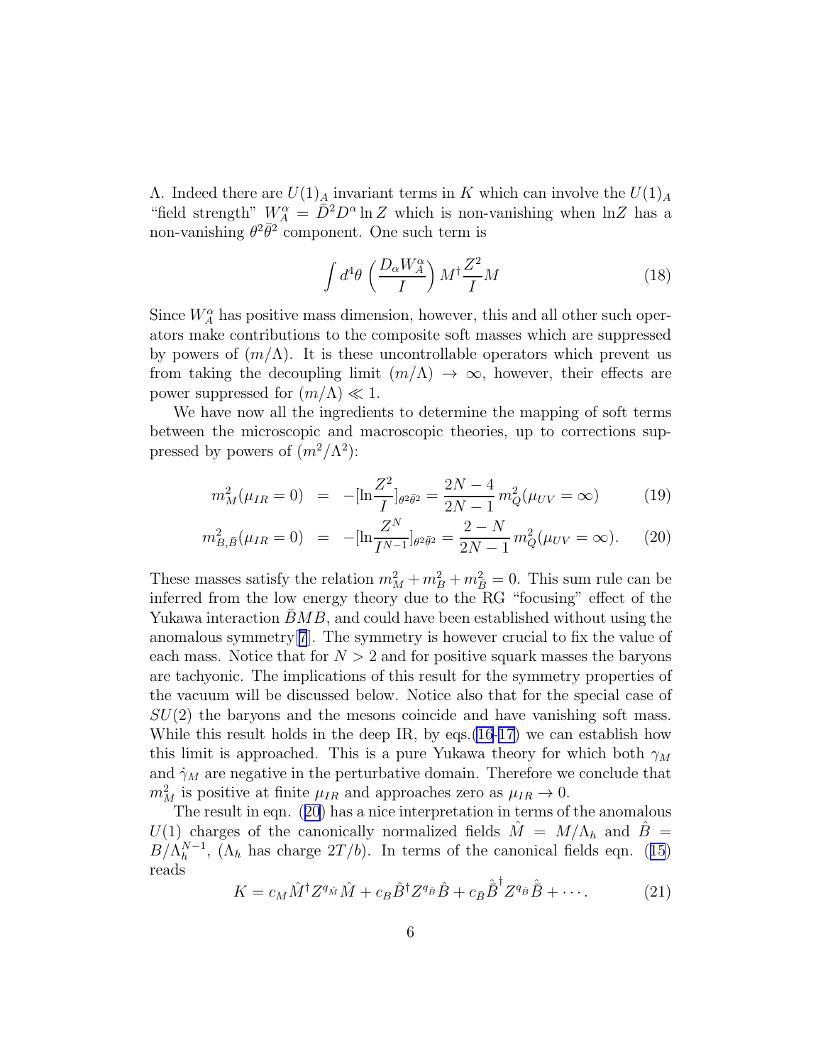$\Lambda$. Indeed there are $U(1)_A$ invariant terms in $K$ which can involve the $U(1)_A$ "field strength" $W_A^\alpha = \bar{D}^2 D^\alpha \ln Z$ which is non-vanishing when $\ln Z$ has a non-vanishing $\theta^2\bar{\theta}^2$ component. One such term is

$$\int d^4\theta \left(\frac{D_\alpha W_A^\alpha}{I}\right) M^\dagger \frac{Z^2}{I} M \tag{18}$$

Since $W_A^\alpha$ has positive mass dimension, however, this and all other such operators make contributions to the composite soft masses which are suppressed by powers of $(m/\Lambda)$. It is these uncontrollable operators which prevent us from taking the decoupling limit $(m/\Lambda) \to \infty$, however, their effects are power suppressed for $(m/\Lambda) \ll 1$.

We have now all the ingredients to determine the mapping of soft terms between the microscopic and macroscopic theories, up to corrections suppressed by powers of $(m^2/\Lambda^2)$:

$$m_M^2(\mu_{IR}=0) \;=\; -[\ln\frac{Z^2}{I}]_{\theta^2\bar{\theta}^2} = \frac{2N-4}{2N-1}\, m_Q^2(\mu_{UV}=\infty) \tag{19}$$

$$m_{B,\bar{B}}^2(\mu_{IR}=0) \;=\; -[\ln\frac{Z^N}{I^{N-1}}]_{\theta^2\bar{\theta}^2} = \frac{2-N}{2N-1}\, m_Q^2(\mu_{UV}=\infty). \tag{20}$$

These masses satisfy the relation $m_M^2 + m_B^2 + m_{\bar{B}}^2 = 0$. This sum rule can be inferred from the low energy theory due to the RG "focusing" effect of the Yukawa interaction $\bar{B}MB$, and could have been established without using the anomalous symmetry[7]. The symmetry is however crucial to fix the value of each mass. Notice that for $N > 2$ and for positive squark masses the baryons are tachyonic. The implications of this result for the symmetry properties of the vacuum will be discussed below. Notice also that for the special case of $SU(2)$ the baryons and the mesons coincide and have vanishing soft mass. While this result holds in the deep IR, by eqs.(16-17) we can establish how this limit is approached. This is a pure Yukawa theory for which both $\gamma_M$ and $\dot{\gamma}_M$ are negative in the perturbative domain. Therefore we conclude that $m_M^2$ is positive at finite $\mu_{IR}$ and approaches zero as $\mu_{IR} \to 0$.

The result in eqn. (20) has a nice interpretation in terms of the anomalous $U(1)$ charges of the canonically normalized fields $\hat{M} = M/\Lambda_h$ and $\hat{B} = B/\Lambda_h^{N-1}$, ($\Lambda_h$ has charge $2T/b$). In terms of the canonical fields eqn. (15) reads

$$K = c_M \hat{M}^\dagger Z^{q_{\hat{M}}} \hat{M} + c_B \hat{B}^\dagger Z^{q_{\hat{B}}} \hat{B} + c_{\bar{B}} \hat{\bar{B}}^\dagger Z^{q_{\hat{\bar{B}}}} \hat{\bar{B}} + \cdots. \tag{21}$$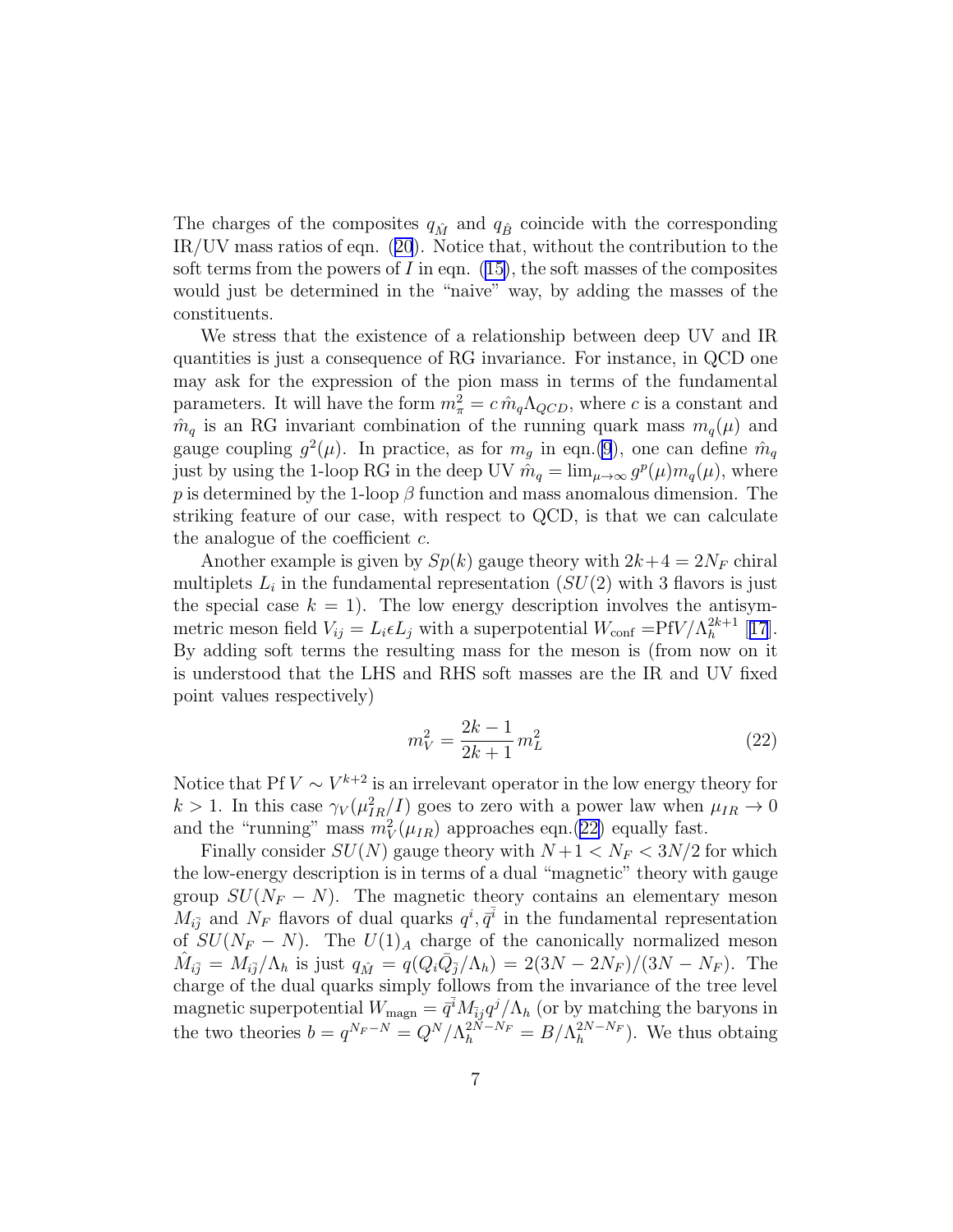The charges of the composites $q_{\hat{M}}$ and $q_{\hat{B}}$ coincide with the corresponding IR/UV mass ratios of eqn. (20). Notice that, without the contribution to the soft terms from the powers of $I$ in eqn. (15), the soft masses of the composites would just be determined in the "naive" way, by adding the masses of the constituents.

We stress that the existence of a relationship between deep UV and IR quantities is just a consequence of RG invariance. For instance, in QCD one may ask for the expression of the pion mass in terms of the fundamental parameters. It will have the form $m_\pi^2 = c\,\hat{m}_q \Lambda_{QCD}$, where $c$ is a constant and $\hat{m}_q$ is an RG invariant combination of the running quark mass $m_q(\mu)$ and gauge coupling $g^2(\mu)$. In practice, as for $m_g$ in eqn.(9), one can define $\hat{m}_q$ just by using the 1-loop RG in the deep UV $\hat{m}_q = \lim_{\mu\to\infty} g^p(\mu) m_q(\mu)$, where $p$ is determined by the 1-loop $\beta$ function and mass anomalous dimension. The striking feature of our case, with respect to QCD, is that we can calculate the analogue of the coefficient $c$.

Another example is given by $Sp(k)$ gauge theory with $2k+4 = 2N_F$ chiral multiplets $L_i$ in the fundamental representation ($SU(2)$ with 3 flavors is just the special case $k=1$). The low energy description involves the antisymmetric meson field $V_{ij} = L_i \epsilon L_j$ with a superpotential $W_{\rm conf} = {\rm Pf}V/\Lambda_h^{2k+1}$ [17]. By adding soft terms the resulting mass for the meson is (from now on it is understood that the LHS and RHS soft masses are the IR and UV fixed point values respectively)

$$m_V^2 = \frac{2k-1}{2k+1}\, m_L^2 \tag{22}$$

Notice that ${\rm Pf}\, V \sim V^{k+2}$ is an irrelevant operator in the low energy theory for $k>1$. In this case $\gamma_V(\mu_{IR}^2/I)$ goes to zero with a power law when $\mu_{IR}\to 0$ and the "running" mass $m_V^2(\mu_{IR})$ approaches eqn.(22) equally fast.

Finally consider $SU(N)$ gauge theory with $N+1 < N_F < 3N/2$ for which the low-energy description is in terms of a dual "magnetic" theory with gauge group $SU(N_F - N)$. The magnetic theory contains an elementary meson $M_{i\bar{j}}$ and $N_F$ flavors of dual quarks $q^i, \bar{q}^{\bar{i}}$ in the fundamental representation of $SU(N_F - N)$. The $U(1)_A$ charge of the canonically normalized meson $\hat{M}_{i\bar{j}} = M_{i\bar{j}}/\Lambda_h$ is just $q_{\hat{M}} = q(Q_i \bar{Q}_{\bar{j}}/\Lambda_h) = 2(3N - 2N_F)/(3N - N_F)$. The charge of the dual quarks simply follows from the invariance of the tree level magnetic superpotential $W_{\rm magn} = \bar{q}^{\bar{i}} M_{\bar{i}j} q^j/\Lambda_h$ (or by matching the baryons in the two theories $b = q^{N_F - N} = Q^N/\Lambda_h^{2N-N_F} = B/\Lambda_h^{2N-N_F}$). We thus obtaing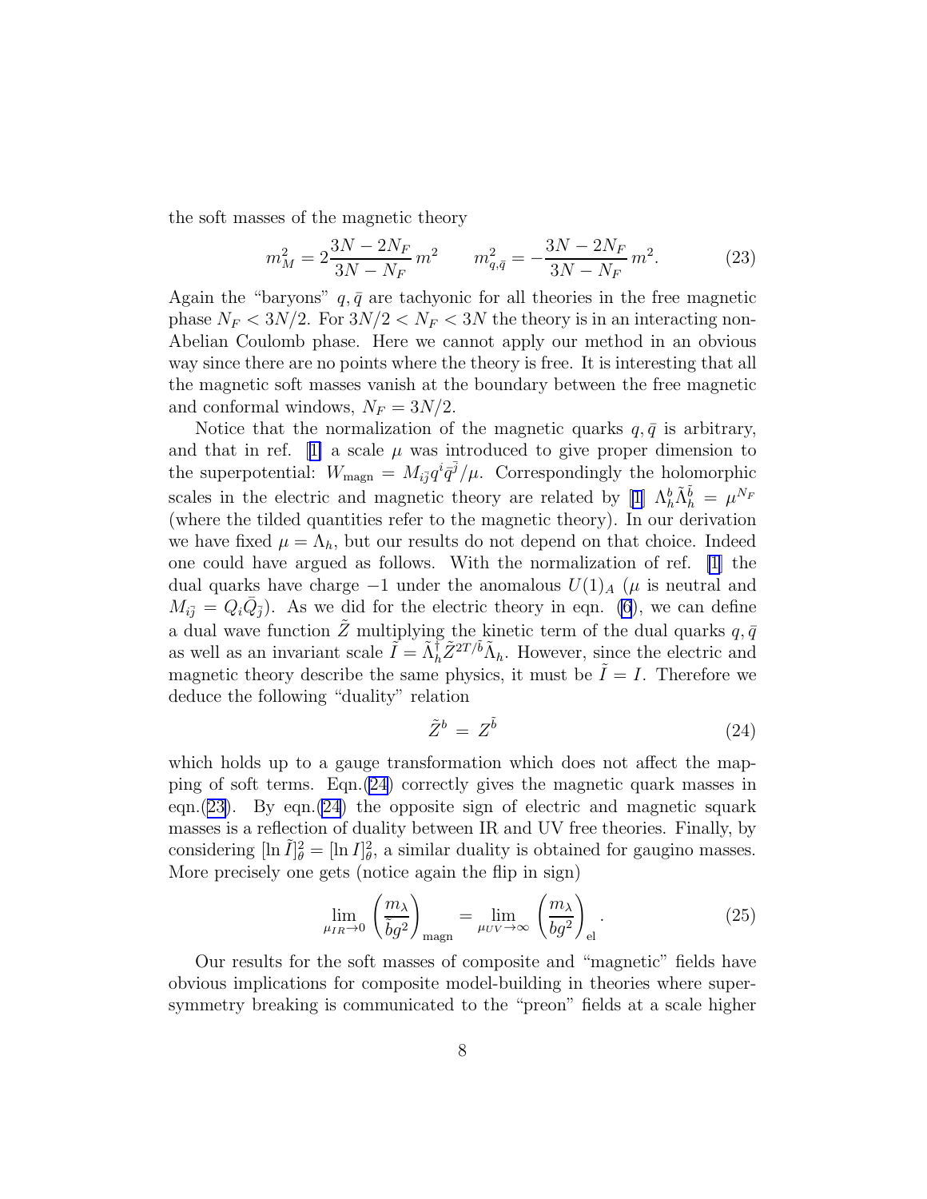the soft masses of the magnetic theory

$$
m_M^2 = 2\frac{3N-2N_F}{3N-N_F}\,m^2 \qquad m_{q,\bar{q}}^2 = -\frac{3N-2N_F}{3N-N_F}\,m^2. \tag{23}
$$

Again the "baryons" $q, \bar{q}$ are tachyonic for all theories in the free magnetic phase $N_F < 3N/2$. For $3N/2 < N_F < 3N$ the theory is in an interacting non-Abelian Coulomb phase. Here we cannot apply our method in an obvious way since there are no points where the theory is free. It is interesting that all the magnetic soft masses vanish at the boundary between the free magnetic and conformal windows, $N_F = 3N/2$.

Notice that the normalization of the magnetic quarks $q, \bar{q}$ is arbitrary, and that in ref. [1] a scale $\mu$ was introduced to give proper dimension to the superpotential: $W_{\rm magn} = M_{i\bar{j}} q^i \bar{q}^{\bar{j}}/\mu$. Correspondingly the holomorphic scales in the electric and magnetic theory are related by [1] $\Lambda_h^b \tilde{\Lambda}_h^{\tilde{b}} = \mu^{N_F}$ (where the tilded quantities refer to the magnetic theory). In our derivation we have fixed $\mu = \Lambda_h$, but our results do not depend on that choice. Indeed one could have argued as follows. With the normalization of ref. [1] the dual quarks have charge $-1$ under the anomalous $U(1)_A$ ($\mu$ is neutral and $M_{i\bar{j}} = Q_i \bar{Q}_{\bar{j}}$). As we did for the electric theory in eqn. (6), we can define a dual wave function $\tilde{Z}$ multiplying the kinetic term of the dual quarks $q, \bar{q}$ as well as an invariant scale $\tilde{I} = \tilde{\Lambda}_h^\dagger \tilde{Z}^{2T/\tilde{b}} \tilde{\Lambda}_h$. However, since the electric and magnetic theory describe the same physics, it must be $\tilde{I} = I$. Therefore we deduce the following "duality" relation

$$
\tilde{Z}^b \,=\, Z^{\tilde{b}} \tag{24}
$$

which holds up to a gauge transformation which does not affect the mapping of soft terms. Eqn.(24) correctly gives the magnetic quark masses in eqn.(23). By eqn.(24) the opposite sign of electric and magnetic squark masses is a reflection of duality between IR and UV free theories. Finally, by considering $[\ln \tilde{I}]_\theta^2 = [\ln I]_\theta^2$, a similar duality is obtained for gaugino masses. More precisely one gets (notice again the flip in sign)

$$
\lim_{\mu_{IR}\to 0} \left(\frac{m_\lambda}{\tilde{b} g^2}\right)_{\rm magn} = \lim_{\mu_{UV}\to\infty} \left(\frac{m_\lambda}{b g^2}\right)_{\rm el}. \tag{25}
$$

Our results for the soft masses of composite and "magnetic" fields have obvious implications for composite model-building in theories where supersymmetry breaking is communicated to the "preon" fields at a scale higher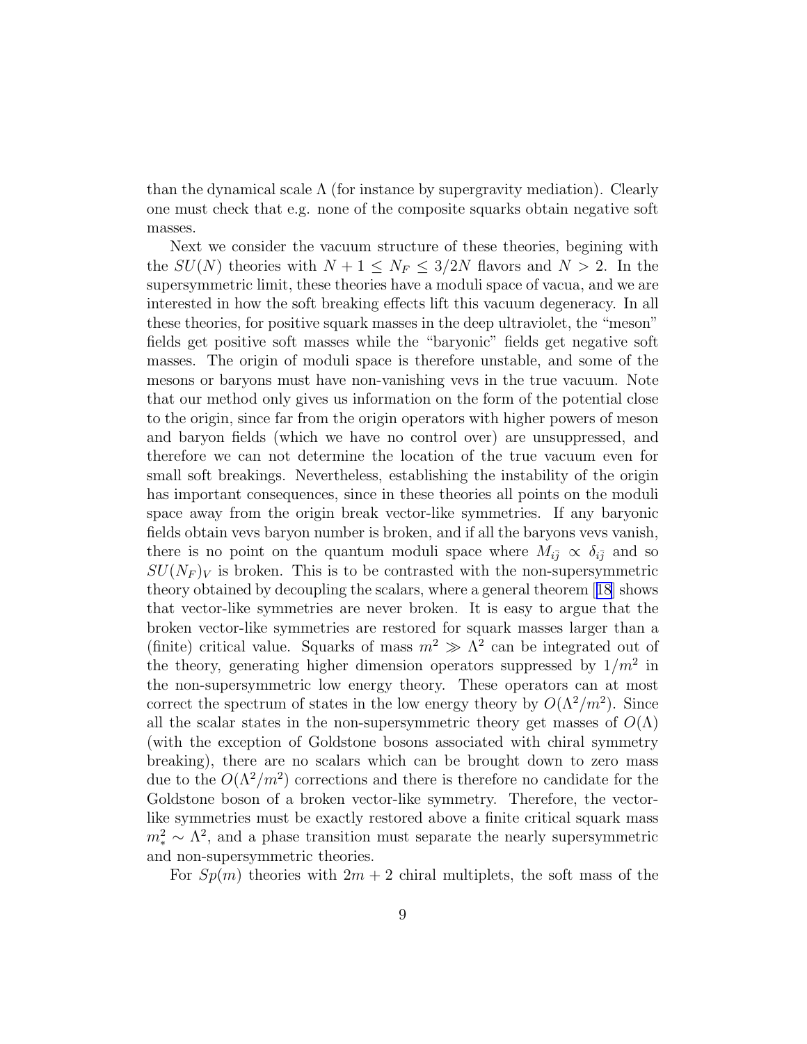than the dynamical scale $\Lambda$ (for instance by supergravity mediation). Clearly one must check that e.g. none of the composite squarks obtain negative soft masses.

Next we consider the vacuum structure of these theories, begining with the $SU(N)$ theories with $N+1 \leq N_F \leq 3/2N$ flavors and $N > 2$. In the supersymmetric limit, these theories have a moduli space of vacua, and we are interested in how the soft breaking effects lift this vacuum degeneracy. In all these theories, for positive squark masses in the deep ultraviolet, the "meson" fields get positive soft masses while the "baryonic" fields get negative soft masses. The origin of moduli space is therefore unstable, and some of the mesons or baryons must have non-vanishing vevs in the true vacuum. Note that our method only gives us information on the form of the potential close to the origin, since far from the origin operators with higher powers of meson and baryon fields (which we have no control over) are unsuppressed, and therefore we can not determine the location of the true vacuum even for small soft breakings. Nevertheless, establishing the instability of the origin has important consequences, since in these theories all points on the moduli space away from the origin break vector-like symmetries. If any baryonic fields obtain vevs baryon number is broken, and if all the baryons vevs vanish, there is no point on the quantum moduli space where $M_{i\bar{j}} \propto \delta_{i\bar{j}}$ and so $SU(N_F)_V$ is broken. This is to be contrasted with the non-supersymmetric theory obtained by decoupling the scalars, where a general theorem [18] shows that vector-like symmetries are never broken. It is easy to argue that the broken vector-like symmetries are restored for squark masses larger than a (finite) critical value. Squarks of mass $m^2 \gg \Lambda^2$ can be integrated out of the theory, generating higher dimension operators suppressed by $1/m^2$ in the non-supersymmetric low energy theory. These operators can at most correct the spectrum of states in the low energy theory by $O(\Lambda^2/m^2)$. Since all the scalar states in the non-supersymmetric theory get masses of $O(\Lambda)$ (with the exception of Goldstone bosons associated with chiral symmetry breaking), there are no scalars which can be brought down to zero mass due to the $O(\Lambda^2/m^2)$ corrections and there is therefore no candidate for the Goldstone boson of a broken vector-like symmetry. Therefore, the vector-like symmetries must be exactly restored above a finite critical squark mass $m_*^2 \sim \Lambda^2$, and a phase transition must separate the nearly supersymmetric and non-supersymmetric theories.

For $Sp(m)$ theories with $2m+2$ chiral multiplets, the soft mass of the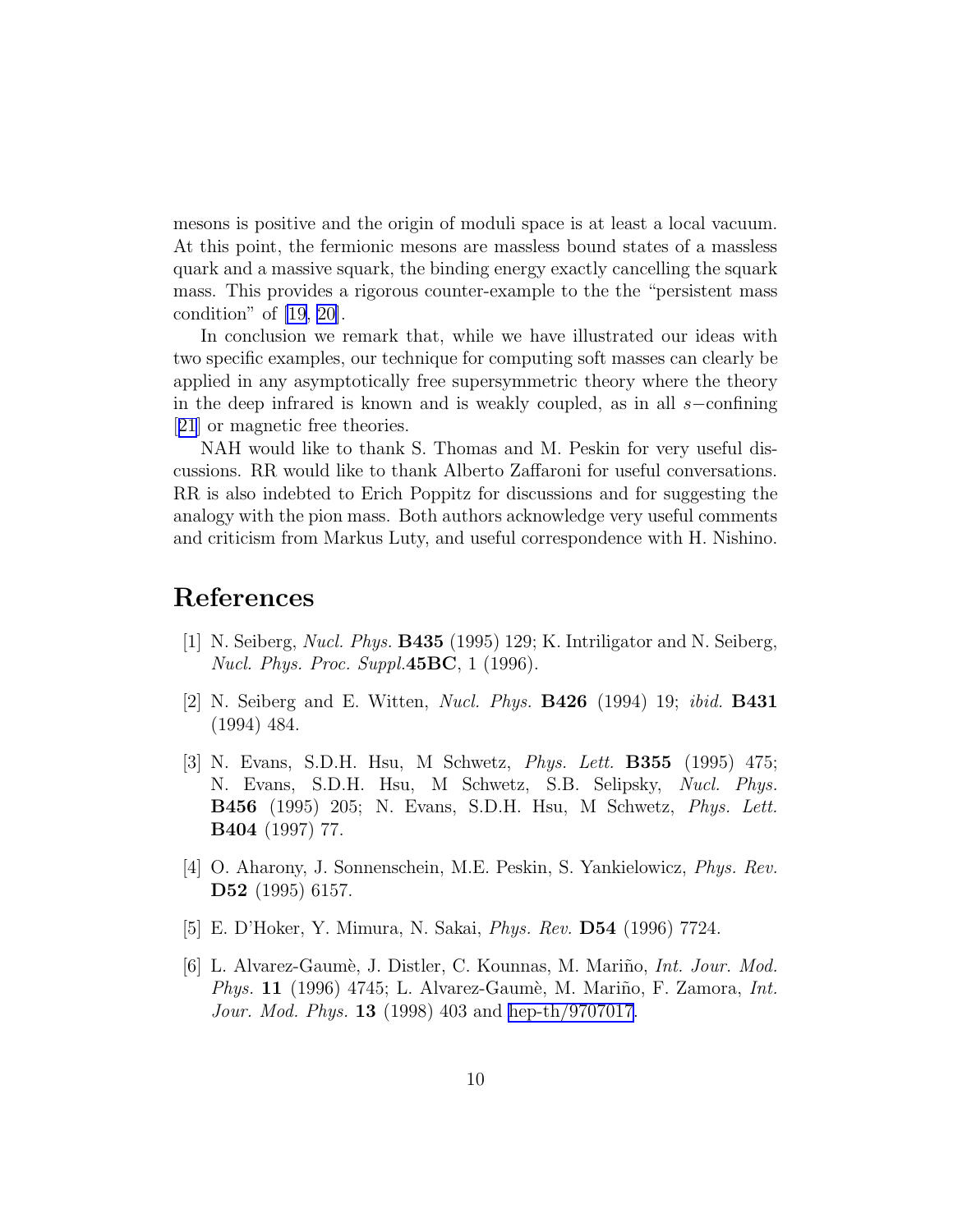mesons is positive and the origin of moduli space is at least a local vacuum. At this point, the fermionic mesons are massless bound states of a massless quark and a massive squark, the binding energy exactly cancelling the squark mass. This provides a rigorous counter-example to the the "persistent mass condition" of [19, 20].

In conclusion we remark that, while we have illustrated our ideas with two specific examples, our technique for computing soft masses can clearly be applied in any asymptotically free supersymmetric theory where the theory in the deep infrared is known and is weakly coupled, as in all $s-$confining [21] or magnetic free theories.

NAH would like to thank S. Thomas and M. Peskin for very useful discussions. RR would like to thank Alberto Zaffaroni for useful conversations. RR is also indebted to Erich Poppitz for discussions and for suggesting the analogy with the pion mass. Both authors acknowledge very useful comments and criticism from Markus Luty, and useful correspondence with H. Nishino.

# References

[1] N. Seiberg, *Nucl. Phys.* **B435** (1995) 129; K. Intriligator and N. Seiberg, *Nucl. Phys. Proc. Suppl.***45BC**, 1 (1996).

[2] N. Seiberg and E. Witten, *Nucl. Phys.* **B426** (1994) 19; *ibid.* **B431** (1994) 484.

[3] N. Evans, S.D.H. Hsu, M Schwetz, *Phys. Lett.* **B355** (1995) 475; N. Evans, S.D.H. Hsu, M Schwetz, S.B. Selipsky, *Nucl. Phys.* **B456** (1995) 205; N. Evans, S.D.H. Hsu, M Schwetz, *Phys. Lett.* **B404** (1997) 77.

[4] O. Aharony, J. Sonnenschein, M.E. Peskin, S. Yankielowicz, *Phys. Rev.* **D52** (1995) 6157.

[5] E. D'Hoker, Y. Mimura, N. Sakai, *Phys. Rev.* **D54** (1996) 7724.

[6] L. Alvarez-Gaumè, J. Distler, C. Kounnas, M. Mariño, *Int. Jour. Mod. Phys.* **11** (1996) 4745; L. Alvarez-Gaumè, M. Mariño, F. Zamora, *Int. Jour. Mod. Phys.* **13** (1998) 403 and hep-th/9707017.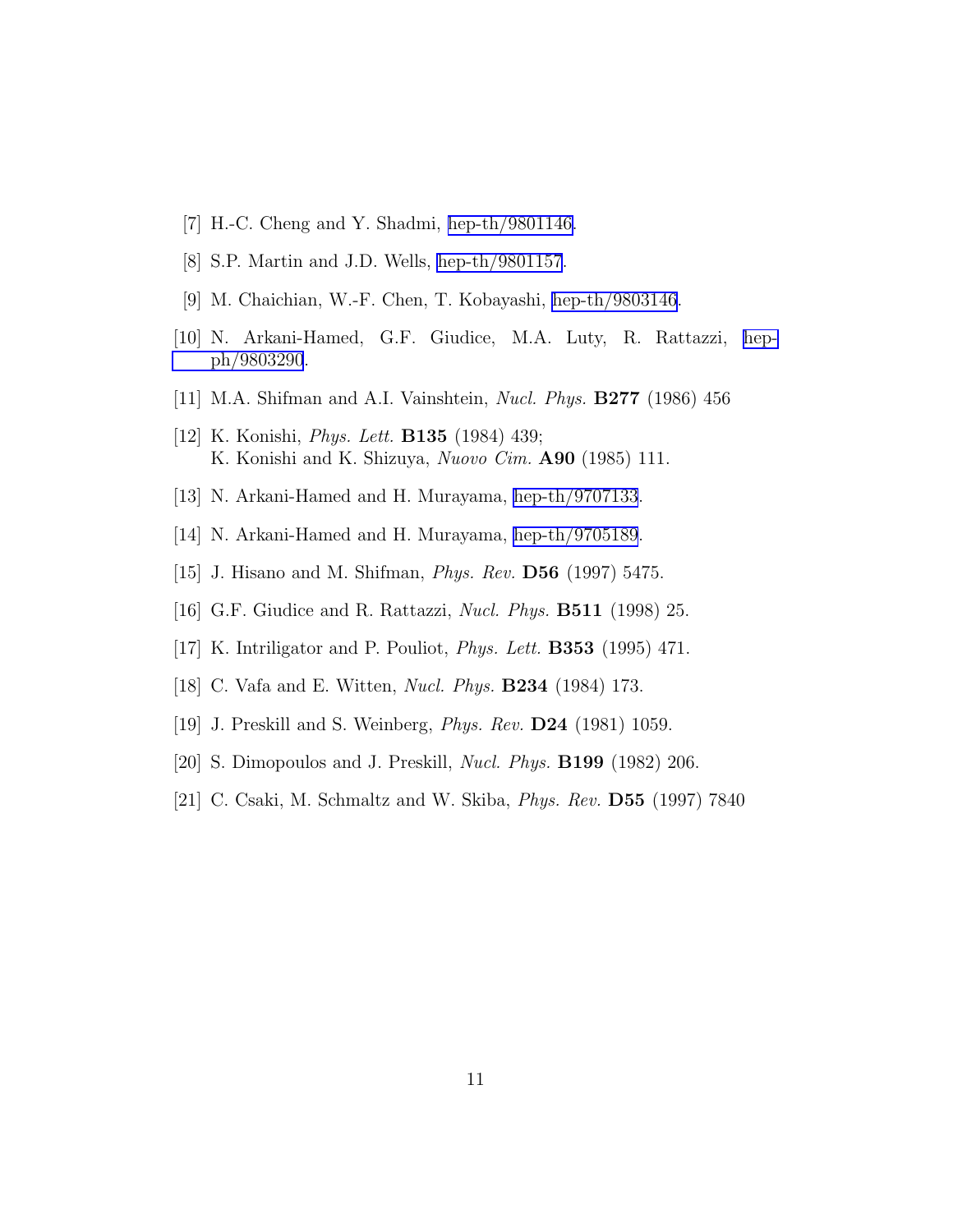[7] H.-C. Cheng and Y. Shadmi, hep-th/9801146.

[8] S.P. Martin and J.D. Wells, hep-th/9801157.

[9] M. Chaichian, W.-F. Chen, T. Kobayashi, hep-th/9803146.

[10] N. Arkani-Hamed, G.F. Giudice, M.A. Luty, R. Rattazzi, hep-ph/9803290.

[11] M.A. Shifman and A.I. Vainshtein, *Nucl. Phys.* **B277** (1986) 456

[12] K. Konishi, *Phys. Lett.* **B135** (1984) 439;
K. Konishi and K. Shizuya, *Nuovo Cim.* **A90** (1985) 111.

[13] N. Arkani-Hamed and H. Murayama, hep-th/9707133.

[14] N. Arkani-Hamed and H. Murayama, hep-th/9705189.

[15] J. Hisano and M. Shifman, *Phys. Rev.* **D56** (1997) 5475.

[16] G.F. Giudice and R. Rattazzi, *Nucl. Phys.* **B511** (1998) 25.

[17] K. Intriligator and P. Pouliot, *Phys. Lett.* **B353** (1995) 471.

[18] C. Vafa and E. Witten, *Nucl. Phys.* **B234** (1984) 173.

[19] J. Preskill and S. Weinberg, *Phys. Rev.* **D24** (1981) 1059.

[20] S. Dimopoulos and J. Preskill, *Nucl. Phys.* **B199** (1982) 206.

[21] C. Csaki, M. Schmaltz and W. Skiba, *Phys. Rev.* **D55** (1997) 7840